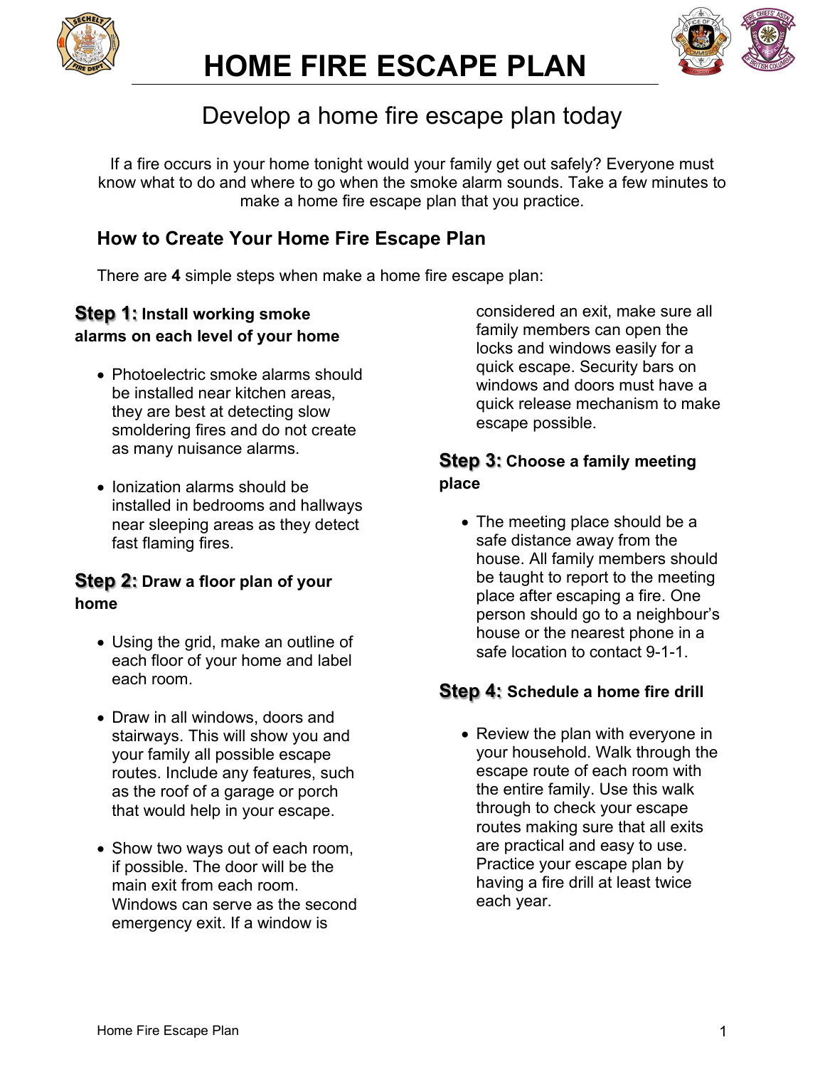# HOME FIRE ESCAPE PLAN

## Develop a home fire escape plan today

If a fire occurs in your home tonight would your family get out safely? Everyone must know what to do and where to go when the smoke alarm sounds. Take a few minutes to make a home fire escape plan that you practice.

### How to Create Your Home Fire Escape Plan

There are **4** simple steps when make a home fire escape plan:

**Step 1: Install working smoke alarms on each level of your home**

- Photoelectric smoke alarms should be installed near kitchen areas, they are best at detecting slow smoldering fires and do not create as many nuisance alarms.
- Ionization alarms should be installed in bedrooms and hallways near sleeping areas as they detect fast flaming fires.

**Step 2: Draw a floor plan of your home**

- Using the grid, make an outline of each floor of your home and label each room.
- Draw in all windows, doors and stairways. This will show you and your family all possible escape routes. Include any features, such as the roof of a garage or porch that would help in your escape.
- Show two ways out of each room, if possible. The door will be the main exit from each room. Windows can serve as the second emergency exit. If a window is considered an exit, make sure all family members can open the locks and windows easily for a quick escape. Security bars on windows and doors must have a quick release mechanism to make escape possible.

**Step 3: Choose a family meeting place**

- The meeting place should be a safe distance away from the house. All family members should be taught to report to the meeting place after escaping a fire. One person should go to a neighbour's house or the nearest phone in a safe location to contact 9-1-1.

**Step 4: Schedule a home fire drill**

- Review the plan with everyone in your household. Walk through the escape route of each room with the entire family. Use this walk through to check your escape routes making sure that all exits are practical and easy to use. Practice your escape plan by having a fire drill at least twice each year.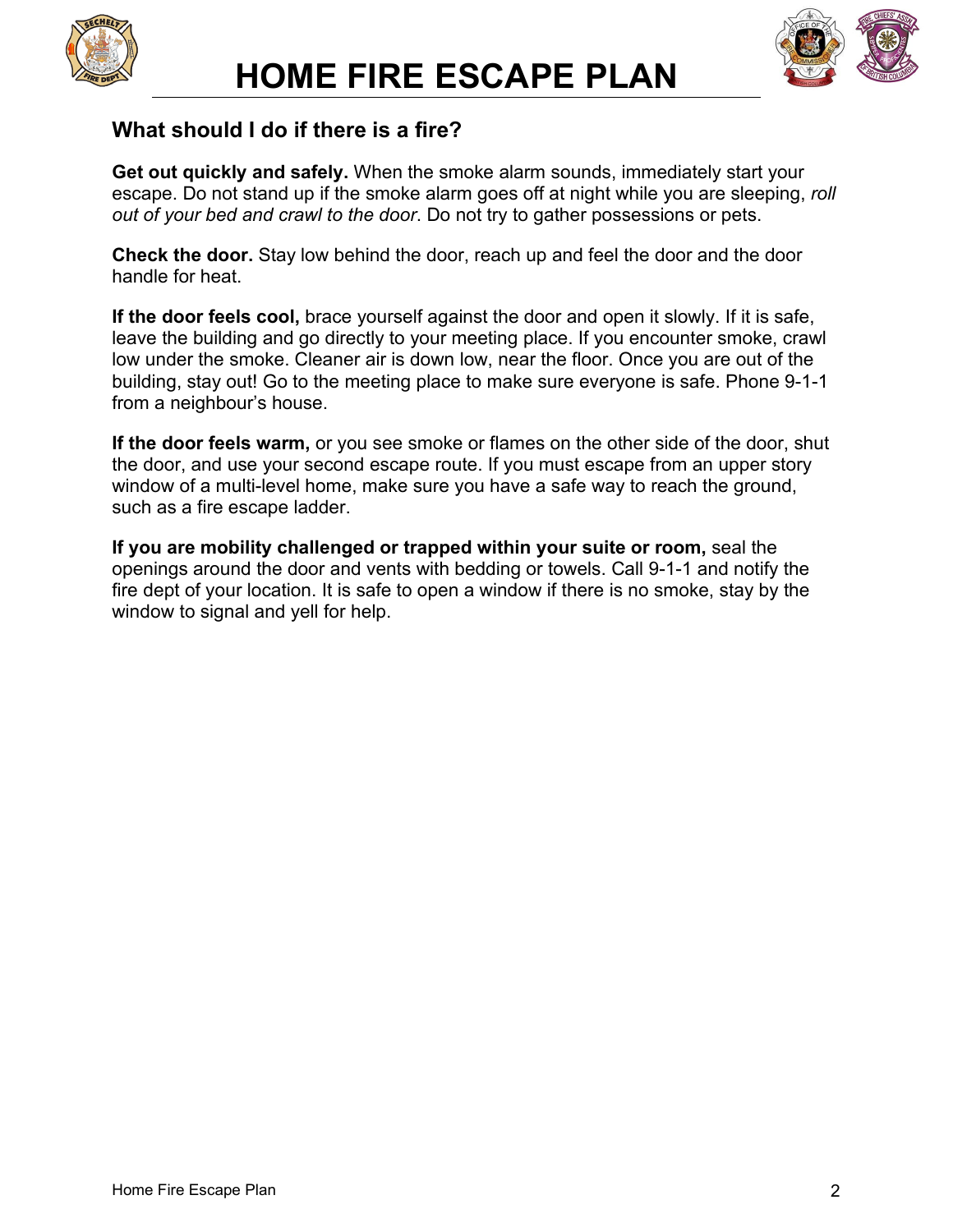# HOME FIRE ESCAPE PLAN

## What should I do if there is a fire?

**Get out quickly and safely.** When the smoke alarm sounds, immediately start your escape. Do not stand up if the smoke alarm goes off at night while you are sleeping, *roll out of your bed and crawl to the door*. Do not try to gather possessions or pets.

**Check the door.** Stay low behind the door, reach up and feel the door and the door handle for heat.

**If the door feels cool,** brace yourself against the door and open it slowly. If it is safe, leave the building and go directly to your meeting place. If you encounter smoke, crawl low under the smoke. Cleaner air is down low, near the floor. Once you are out of the building, stay out! Go to the meeting place to make sure everyone is safe. Phone 9-1-1 from a neighbour's house.

**If the door feels warm,** or you see smoke or flames on the other side of the door, shut the door, and use your second escape route. If you must escape from an upper story window of a multi-level home, make sure you have a safe way to reach the ground, such as a fire escape ladder.

**If you are mobility challenged or trapped within your suite or room,** seal the openings around the door and vents with bedding or towels. Call 9-1-1 and notify the fire dept of your location. It is safe to open a window if there is no smoke, stay by the window to signal and yell for help.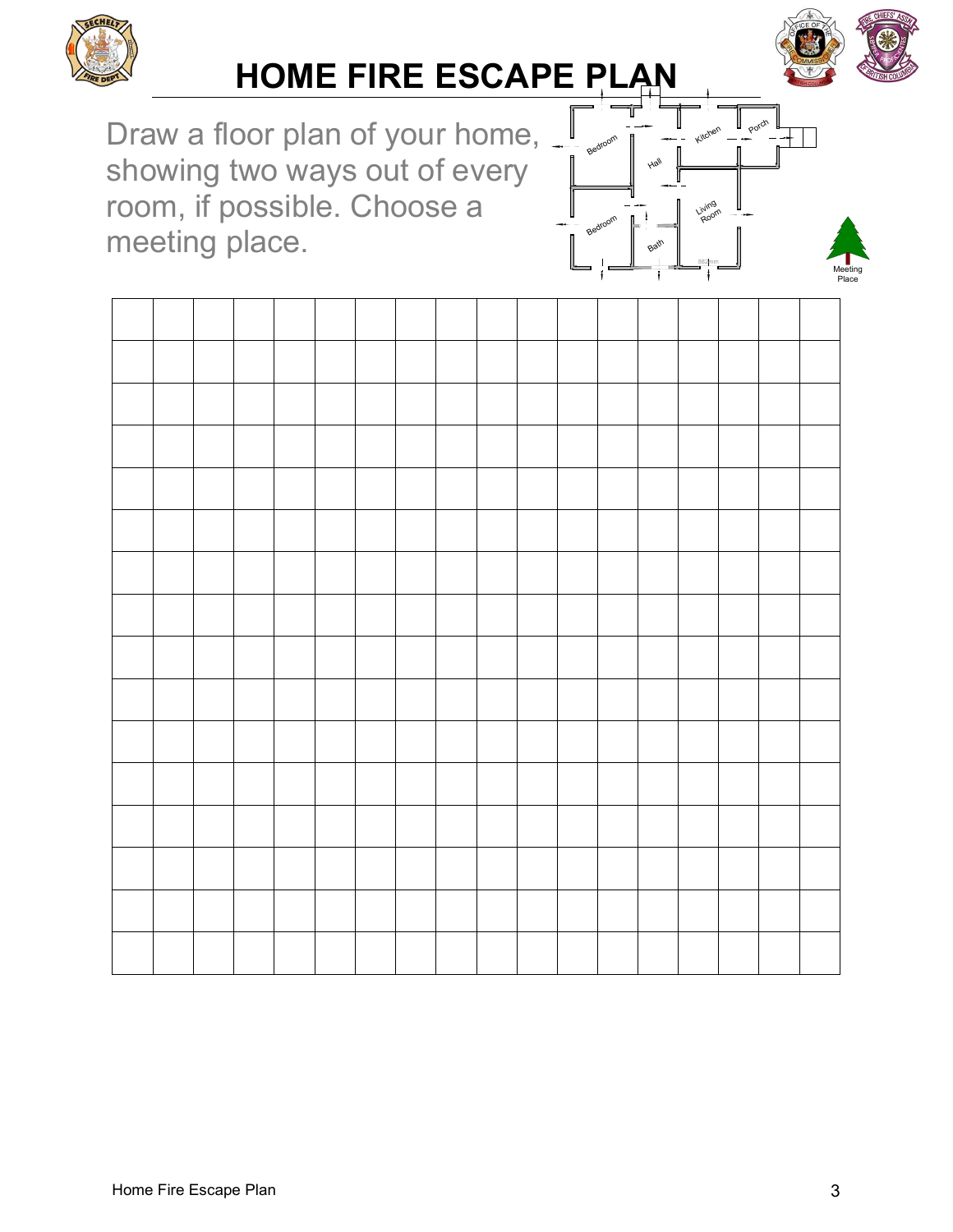# HOME FIRE ESCAPE PLAN

Draw a floor plan of your home, showing two ways out of every room, if possible. Choose a meeting place.

Bedroom

Hall

Kitchen

Porch

Bedroom

Living Room

Bath

Meeting Place